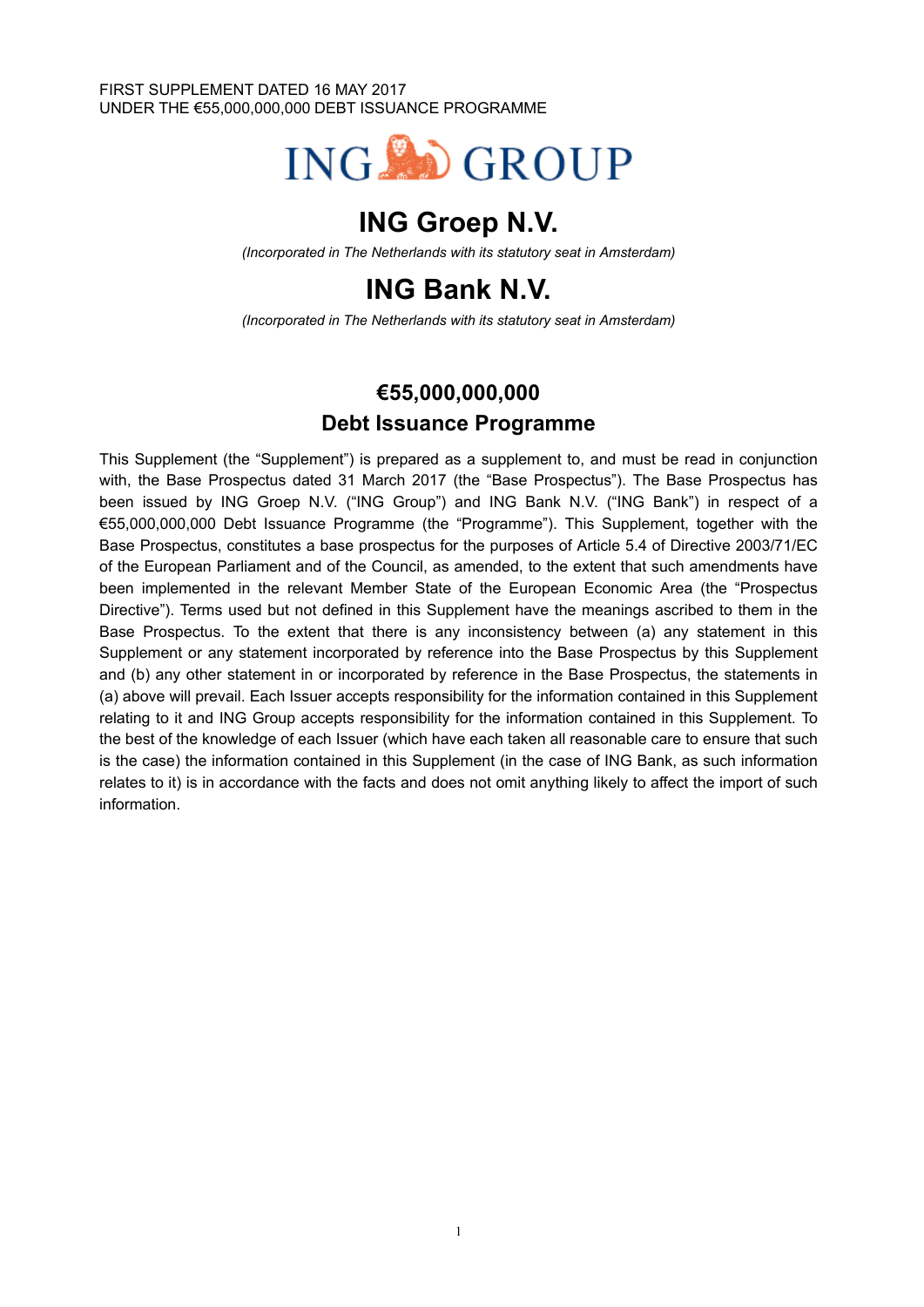FIRST SUPPLEMENT DATED 16 MAY 2017
UNDER THE €55,000,000,000 DEBT ISSUANCE PROGRAMME

ING GROUP

# ING Groep N.V.

*(Incorporated in The Netherlands with its statutory seat in Amsterdam)*

# ING Bank N.V.

*(Incorporated in The Netherlands with its statutory seat in Amsterdam)*

## €55,000,000,000
## Debt Issuance Programme

This Supplement (the "Supplement") is prepared as a supplement to, and must be read in conjunction with, the Base Prospectus dated 31 March 2017 (the "Base Prospectus"). The Base Prospectus has been issued by ING Groep N.V. ("ING Group") and ING Bank N.V. ("ING Bank") in respect of a €55,000,000,000 Debt Issuance Programme (the "Programme"). This Supplement, together with the Base Prospectus, constitutes a base prospectus for the purposes of Article 5.4 of Directive 2003/71/EC of the European Parliament and of the Council, as amended, to the extent that such amendments have been implemented in the relevant Member State of the European Economic Area (the "Prospectus Directive"). Terms used but not defined in this Supplement have the meanings ascribed to them in the Base Prospectus. To the extent that there is any inconsistency between (a) any statement in this Supplement or any statement incorporated by reference into the Base Prospectus by this Supplement and (b) any other statement in or incorporated by reference in the Base Prospectus, the statements in (a) above will prevail. Each Issuer accepts responsibility for the information contained in this Supplement relating to it and ING Group accepts responsibility for the information contained in this Supplement. To the best of the knowledge of each Issuer (which have each taken all reasonable care to ensure that such is the case) the information contained in this Supplement (in the case of ING Bank, as such information relates to it) is in accordance with the facts and does not omit anything likely to affect the import of such information.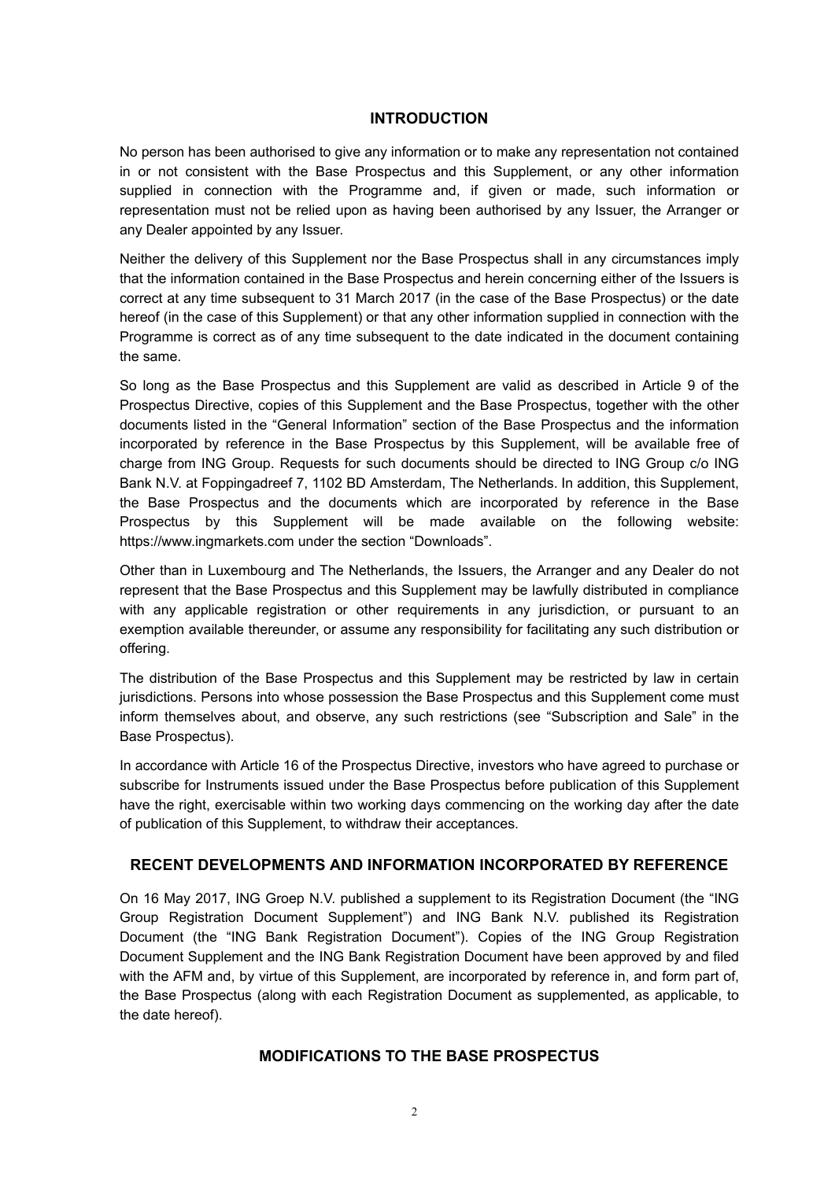## INTRODUCTION

No person has been authorised to give any information or to make any representation not contained in or not consistent with the Base Prospectus and this Supplement, or any other information supplied in connection with the Programme and, if given or made, such information or representation must not be relied upon as having been authorised by any Issuer, the Arranger or any Dealer appointed by any Issuer.

Neither the delivery of this Supplement nor the Base Prospectus shall in any circumstances imply that the information contained in the Base Prospectus and herein concerning either of the Issuers is correct at any time subsequent to 31 March 2017 (in the case of the Base Prospectus) or the date hereof (in the case of this Supplement) or that any other information supplied in connection with the Programme is correct as of any time subsequent to the date indicated in the document containing the same.

So long as the Base Prospectus and this Supplement are valid as described in Article 9 of the Prospectus Directive, copies of this Supplement and the Base Prospectus, together with the other documents listed in the "General Information" section of the Base Prospectus and the information incorporated by reference in the Base Prospectus by this Supplement, will be available free of charge from ING Group. Requests for such documents should be directed to ING Group c/o ING Bank N.V. at Foppingadreef 7, 1102 BD Amsterdam, The Netherlands. In addition, this Supplement, the Base Prospectus and the documents which are incorporated by reference in the Base Prospectus by this Supplement will be made available on the following website: https://www.ingmarkets.com under the section "Downloads".

Other than in Luxembourg and The Netherlands, the Issuers, the Arranger and any Dealer do not represent that the Base Prospectus and this Supplement may be lawfully distributed in compliance with any applicable registration or other requirements in any jurisdiction, or pursuant to an exemption available thereunder, or assume any responsibility for facilitating any such distribution or offering.

The distribution of the Base Prospectus and this Supplement may be restricted by law in certain jurisdictions. Persons into whose possession the Base Prospectus and this Supplement come must inform themselves about, and observe, any such restrictions (see "Subscription and Sale" in the Base Prospectus).

In accordance with Article 16 of the Prospectus Directive, investors who have agreed to purchase or subscribe for Instruments issued under the Base Prospectus before publication of this Supplement have the right, exercisable within two working days commencing on the working day after the date of publication of this Supplement, to withdraw their acceptances.

## RECENT DEVELOPMENTS AND INFORMATION INCORPORATED BY REFERENCE

On 16 May 2017, ING Groep N.V. published a supplement to its Registration Document (the "ING Group Registration Document Supplement") and ING Bank N.V. published its Registration Document (the "ING Bank Registration Document"). Copies of the ING Group Registration Document Supplement and the ING Bank Registration Document have been approved by and filed with the AFM and, by virtue of this Supplement, are incorporated by reference in, and form part of, the Base Prospectus (along with each Registration Document as supplemented, as applicable, to the date hereof).

## MODIFICATIONS TO THE BASE PROSPECTUS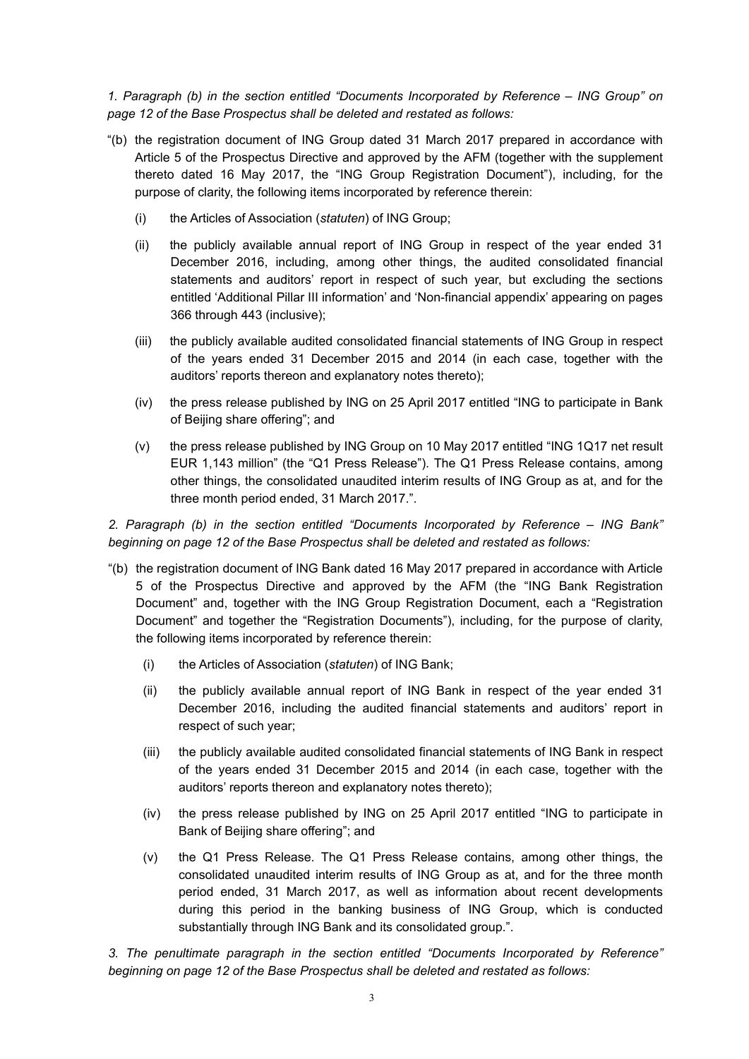*1. Paragraph (b) in the section entitled "Documents Incorporated by Reference – ING Group" on page 12 of the Base Prospectus shall be deleted and restated as follows:*

"(b) the registration document of ING Group dated 31 March 2017 prepared in accordance with Article 5 of the Prospectus Directive and approved by the AFM (together with the supplement thereto dated 16 May 2017, the "ING Group Registration Document"), including, for the purpose of clarity, the following items incorporated by reference therein:

(i) the Articles of Association (*statuten*) of ING Group;

(ii) the publicly available annual report of ING Group in respect of the year ended 31 December 2016, including, among other things, the audited consolidated financial statements and auditors' report in respect of such year, but excluding the sections entitled 'Additional Pillar III information' and 'Non-financial appendix' appearing on pages 366 through 443 (inclusive);

(iii) the publicly available audited consolidated financial statements of ING Group in respect of the years ended 31 December 2015 and 2014 (in each case, together with the auditors' reports thereon and explanatory notes thereto);

(iv) the press release published by ING on 25 April 2017 entitled "ING to participate in Bank of Beijing share offering"; and

(v) the press release published by ING Group on 10 May 2017 entitled "ING 1Q17 net result EUR 1,143 million" (the "Q1 Press Release"). The Q1 Press Release contains, among other things, the consolidated unaudited interim results of ING Group as at, and for the three month period ended, 31 March 2017.".

*2. Paragraph (b) in the section entitled "Documents Incorporated by Reference – ING Bank" beginning on page 12 of the Base Prospectus shall be deleted and restated as follows:*

"(b) the registration document of ING Bank dated 16 May 2017 prepared in accordance with Article 5 of the Prospectus Directive and approved by the AFM (the "ING Bank Registration Document" and, together with the ING Group Registration Document, each a "Registration Document" and together the "Registration Documents"), including, for the purpose of clarity, the following items incorporated by reference therein:

(i) the Articles of Association (*statuten*) of ING Bank;

(ii) the publicly available annual report of ING Bank in respect of the year ended 31 December 2016, including the audited financial statements and auditors' report in respect of such year;

(iii) the publicly available audited consolidated financial statements of ING Bank in respect of the years ended 31 December 2015 and 2014 (in each case, together with the auditors' reports thereon and explanatory notes thereto);

(iv) the press release published by ING on 25 April 2017 entitled "ING to participate in Bank of Beijing share offering"; and

(v) the Q1 Press Release. The Q1 Press Release contains, among other things, the consolidated unaudited interim results of ING Group as at, and for the three month period ended, 31 March 2017, as well as information about recent developments during this period in the banking business of ING Group, which is conducted substantially through ING Bank and its consolidated group.".

*3. The penultimate paragraph in the section entitled "Documents Incorporated by Reference" beginning on page 12 of the Base Prospectus shall be deleted and restated as follows:*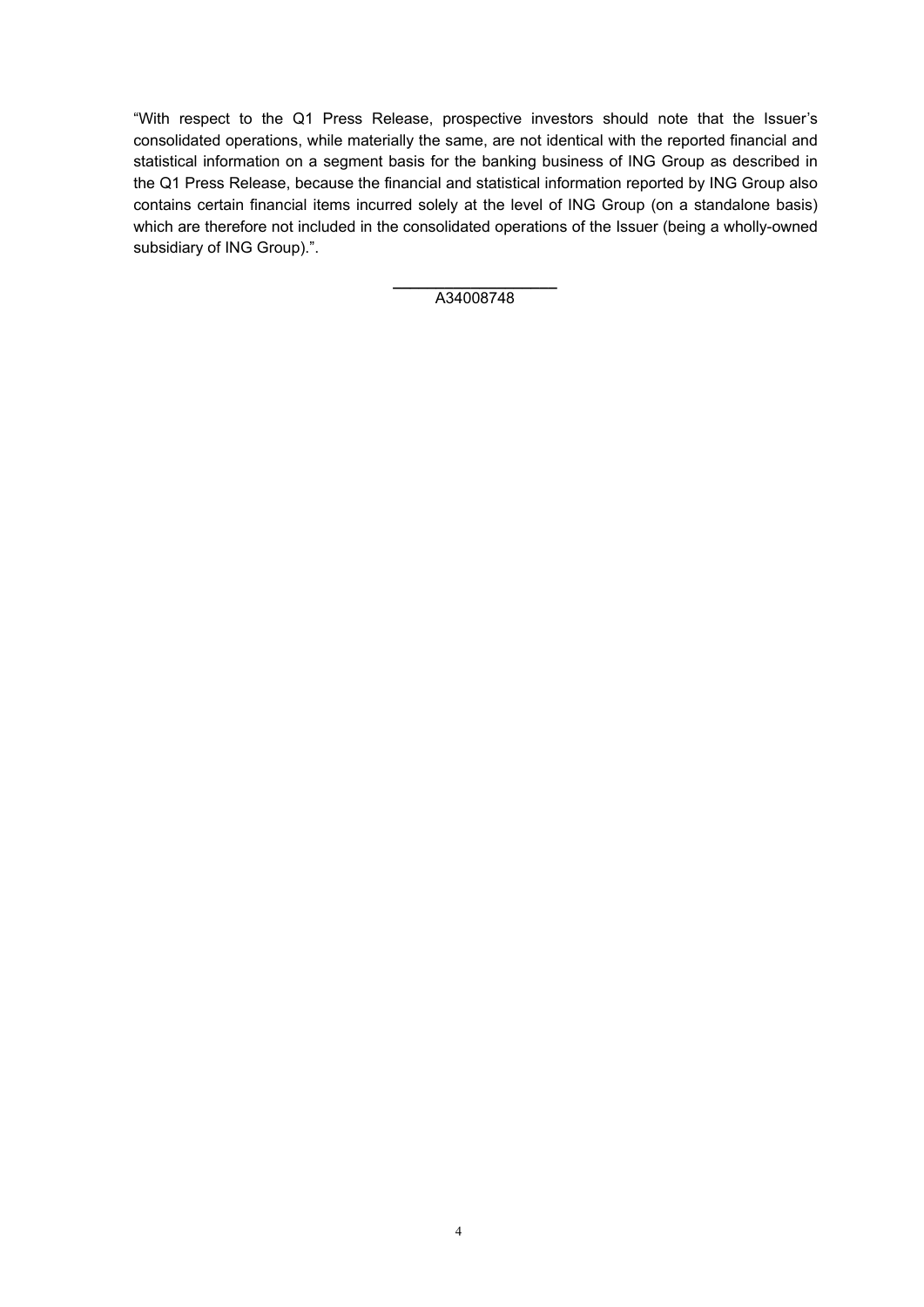"With respect to the Q1 Press Release, prospective investors should note that the Issuer's consolidated operations, while materially the same, are not identical with the reported financial and statistical information on a segment basis for the banking business of ING Group as described in the Q1 Press Release, because the financial and statistical information reported by ING Group also contains certain financial items incurred solely at the level of ING Group (on a standalone basis) which are therefore not included in the consolidated operations of the Issuer (being a wholly-owned subsidiary of ING Group).".

A34008748